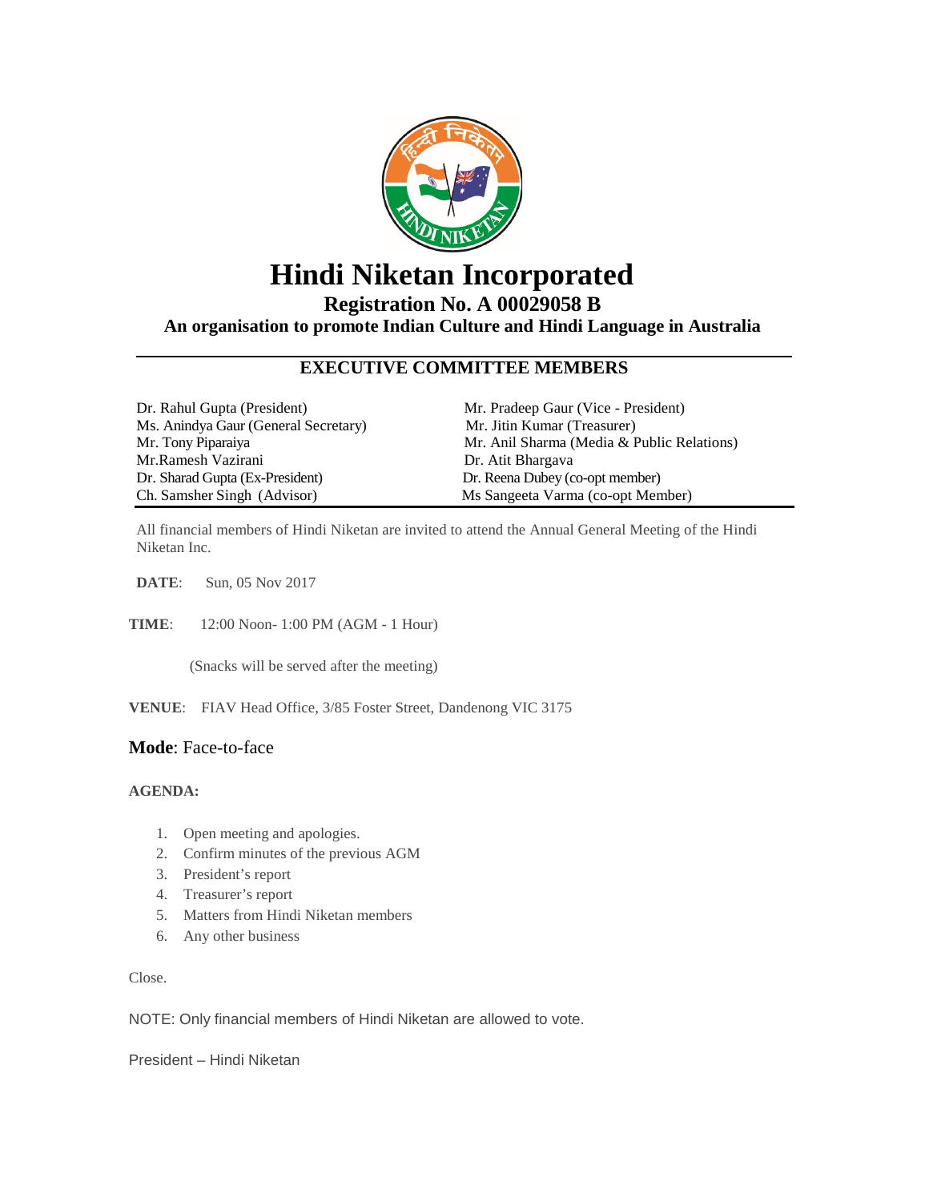# Hindi Niketan Incorporated

## Registration No. A 00029058 B

**An organisation to promote Indian Culture and Hindi Language in Australia**

### EXECUTIVE COMMITTEE MEMBERS

| | |
|---|---|
| Dr. Rahul Gupta (President) | Mr. Pradeep Gaur (Vice - President) |
| Ms. Anindya Gaur (General Secretary) | Mr. Jitin Kumar (Treasurer) |
| Mr. Tony Piparaiya | Mr. Anil Sharma (Media & Public Relations) |
| Mr.Ramesh Vazirani | Dr. Atit Bhargava |
| Dr. Sharad Gupta (Ex-President) | Dr. Reena Dubey (co-opt member) |
| Ch. Samsher Singh (Advisor) | Ms Sangeeta Varma (co-opt Member) |

All financial members of Hindi Niketan are invited to attend the Annual General Meeting of the Hindi Niketan Inc.

**DATE**: Sun, 05 Nov 2017

**TIME**: 12:00 Noon- 1:00 PM (AGM - 1 Hour)

(Snacks will be served after the meeting)

**VENUE**: FIAV Head Office, 3/85 Foster Street, Dandenong VIC 3175

**Mode**: Face-to-face

**AGENDA:**

1. Open meeting and apologies.
2. Confirm minutes of the previous AGM
3. President's report
4. Treasurer's report
5. Matters from Hindi Niketan members
6. Any other business

Close.

NOTE: Only financial members of Hindi Niketan are allowed to vote.

President – Hindi Niketan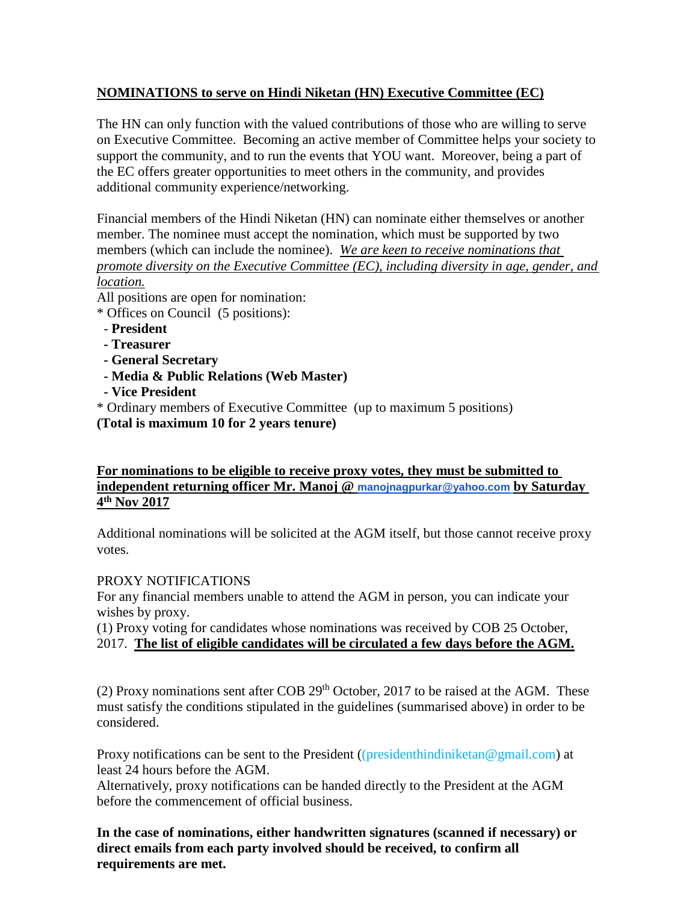## NOMINATIONS to serve on Hindi Niketan (HN) Executive Committee (EC)

The HN can only function with the valued contributions of those who are willing to serve on Executive Committee. Becoming an active member of Committee helps your society to support the community, and to run the events that YOU want. Moreover, being a part of the EC offers greater opportunities to meet others in the community, and provides additional community experience/networking.

Financial members of the Hindi Niketan (HN) can nominate either themselves or another member. The nominee must accept the nomination, which must be supported by two members (which can include the nominee). *We are keen to receive nominations that promote diversity on the Executive Committee (EC), including diversity in age, gender, and location.*

All positions are open for nomination:

* Offices on Council (5 positions):
  - **President**
  - **Treasurer**
  - **General Secretary**
  - **Media & Public Relations (Web Master)**
  - **Vice President**
* Ordinary members of Executive Committee (up to maximum 5 positions)

**(Total is maximum 10 for 2 years tenure)**

**For nominations to be eligible to receive proxy votes, they must be submitted to independent returning officer Mr. Manoj @ manojnagpurkar@yahoo.com by Saturday 4th Nov 2017**

Additional nominations will be solicited at the AGM itself, but those cannot receive proxy votes.

PROXY NOTIFICATIONS

For any financial members unable to attend the AGM in person, you can indicate your wishes by proxy.

(1) Proxy voting for candidates whose nominations was received by COB 25 October, 2017. **The list of eligible candidates will be circulated a few days before the AGM.**

(2) Proxy nominations sent after COB 29th October, 2017 to be raised at the AGM. These must satisfy the conditions stipulated in the guidelines (summarised above) in order to be considered.

Proxy notifications can be sent to the President ((presidenthindiniketan@gmail.com) at least 24 hours before the AGM.

Alternatively, proxy notifications can be handed directly to the President at the AGM before the commencement of official business.

**In the case of nominations, either handwritten signatures (scanned if necessary) or direct emails from each party involved should be received, to confirm all requirements are met.**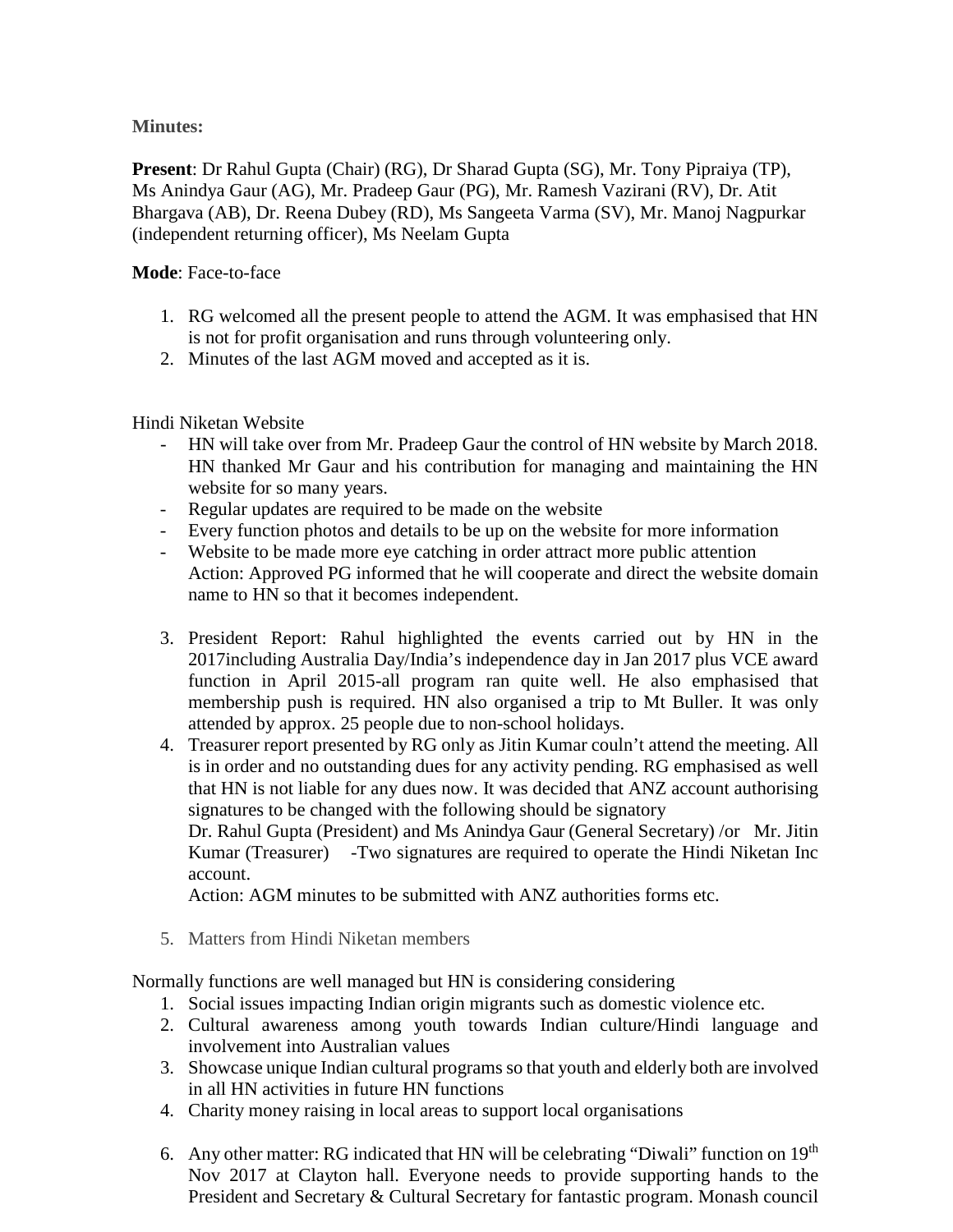**Minutes:**

**Present**: Dr Rahul Gupta (Chair) (RG), Dr Sharad Gupta (SG), Mr. Tony Pipraiya (TP), Ms Anindya Gaur (AG), Mr. Pradeep Gaur (PG), Mr. Ramesh Vazirani (RV), Dr. Atit Bhargava (AB), Dr. Reena Dubey (RD), Ms Sangeeta Varma (SV), Mr. Manoj Nagpurkar (independent returning officer), Ms Neelam Gupta

**Mode**: Face-to-face

1. RG welcomed all the present people to attend the AGM. It was emphasised that HN is not for profit organisation and runs through volunteering only.
2. Minutes of the last AGM moved and accepted as it is.

Hindi Niketan Website

- HN will take over from Mr. Pradeep Gaur the control of HN website by March 2018. HN thanked Mr Gaur and his contribution for managing and maintaining the HN website for so many years.
- Regular updates are required to be made on the website
- Every function photos and details to be up on the website for more information
- Website to be made more eye catching in order attract more public attention
  Action: Approved PG informed that he will cooperate and direct the website domain name to HN so that it becomes independent.

3. President Report: Rahul highlighted the events carried out by HN in the 2017including Australia Day/India's independence day in Jan 2017 plus VCE award function in April 2015-all program ran quite well. He also emphasised that membership push is required. HN also organised a trip to Mt Buller. It was only attended by approx. 25 people due to non-school holidays.
4. Treasurer report presented by RG only as Jitin Kumar couln't attend the meeting. All is in order and no outstanding dues for any activity pending. RG emphasised as well that HN is not liable for any dues now. It was decided that ANZ account authorising signatures to be changed with the following should be signatory
   Dr. Rahul Gupta (President) and Ms Anindya Gaur (General Secretary) /or Mr. Jitin Kumar (Treasurer) -Two signatures are required to operate the Hindi Niketan Inc account.
   Action: AGM minutes to be submitted with ANZ authorities forms etc.

5. Matters from Hindi Niketan members

Normally functions are well managed but HN is considering considering

1. Social issues impacting Indian origin migrants such as domestic violence etc.
2. Cultural awareness among youth towards Indian culture/Hindi language and involvement into Australian values
3. Showcase unique Indian cultural programs so that youth and elderly both are involved in all HN activities in future HN functions
4. Charity money raising in local areas to support local organisations

6. Any other matter: RG indicated that HN will be celebrating "Diwali" function on 19th Nov 2017 at Clayton hall. Everyone needs to provide supporting hands to the President and Secretary & Cultural Secretary for fantastic program. Monash council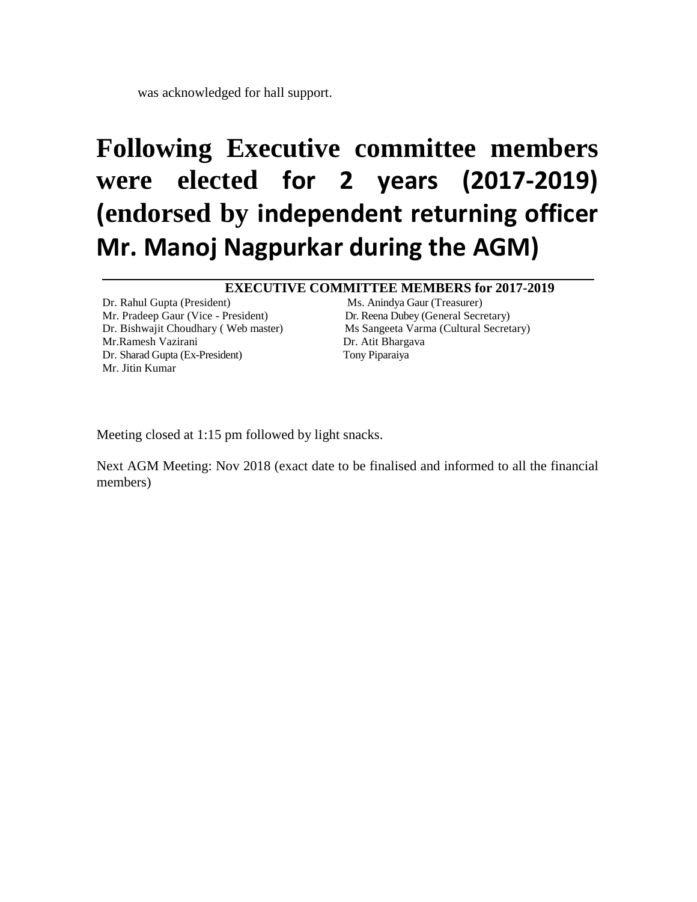was acknowledged for hall support.

# Following Executive committee members were elected for 2 years (2017-2019) (endorsed by independent returning officer Mr. Manoj Nagpurkar during the AGM)

**EXECUTIVE COMMITTEE MEMBERS for 2017-2019**

| | |
|---|---|
| Dr. Rahul Gupta (President) | Ms. Anindya Gaur (Treasurer) |
| Mr. Pradeep Gaur (Vice - President) | Dr. Reena Dubey (General Secretary) |
| Dr. Bishwajit Choudhary ( Web master) | Ms Sangeeta Varma (Cultural Secretary) |
| Mr.Ramesh Vazirani | Dr. Atit Bhargava |
| Dr. Sharad Gupta (Ex-President) | Tony Piparaiya |
| Mr. Jitin Kumar | |

Meeting closed at 1:15 pm followed by light snacks.

Next AGM Meeting: Nov 2018 (exact date to be finalised and informed to all the financial members)